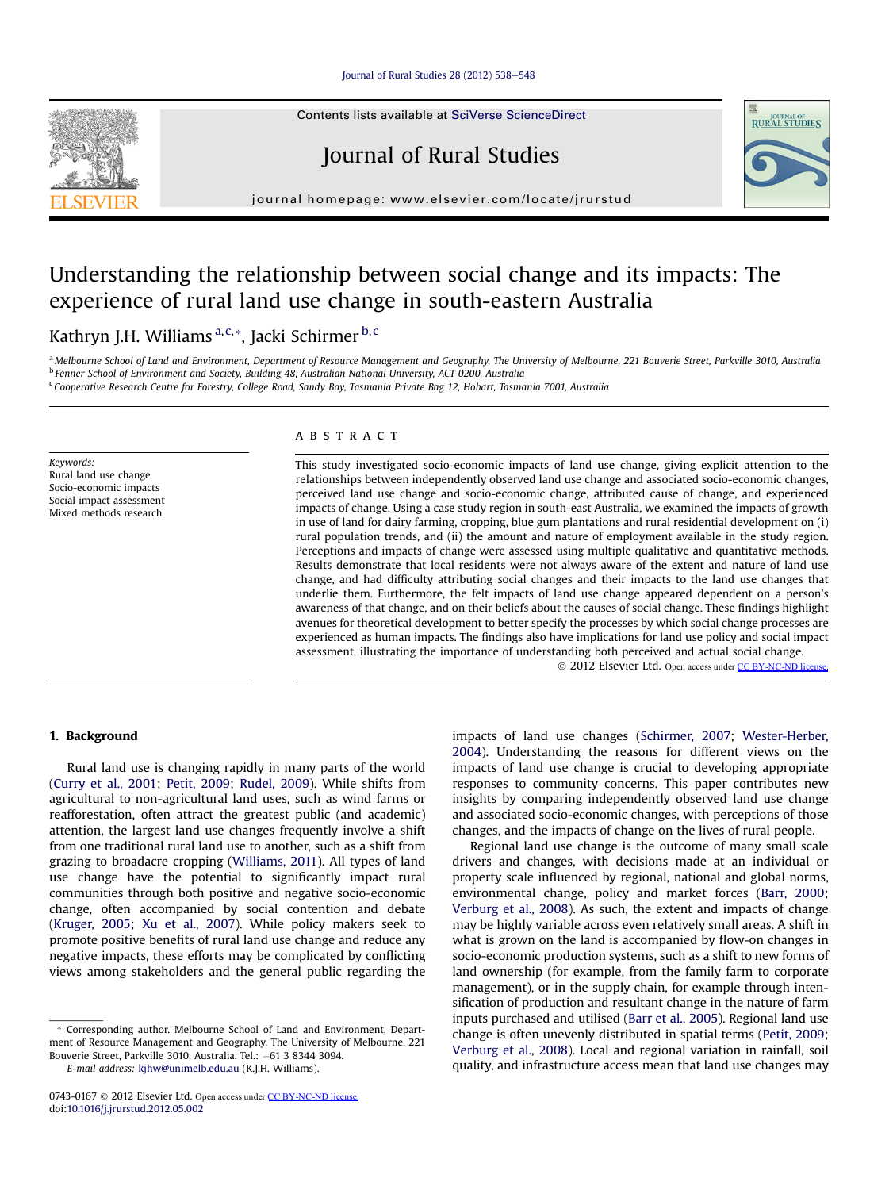Contents lists available at SciVerse ScienceDirect

# Journal of Rural Studies

journal homepage: www.elsevier.com/locate/jrurstud

# Understanding the relationship between social change and its impacts: The experience of rural land use change in south-eastern Australia

Kathryn J.H. Williams [a,c,*], Jacki Schirmer [b,c]

[a] Melbourne School of Land and Environment, Department of Resource Management and Geography, The University of Melbourne, 221 Bouverie Street, Parkville 3010, Australia
[b] Fenner School of Environment and Society, Building 48, Australian National University, ACT 0200, Australia
[c] Cooperative Research Centre for Forestry, College Road, Sandy Bay, Tasmania Private Bag 12, Hobart, Tasmania 7001, Australia

*Keywords:*
Rural land use change
Socio-economic impacts
Social impact assessment
Mixed methods research

## ABSTRACT

This study investigated socio-economic impacts of land use change, giving explicit attention to the relationships between independently observed land use change and associated socio-economic changes, perceived land use change and socio-economic change, attributed cause of change, and experienced impacts of change. Using a case study region in south-east Australia, we examined the impacts of growth in use of land for dairy farming, cropping, blue gum plantations and rural residential development on (i) rural population trends, and (ii) the amount and nature of employment available in the study region. Perceptions and impacts of change were assessed using multiple qualitative and quantitative methods. Results demonstrate that local residents were not always aware of the extent and nature of land use change, and had difficulty attributing social changes and their impacts to the land use changes that underlie them. Furthermore, the felt impacts of land use change appeared dependent on a person's awareness of that change, and on their beliefs about the causes of social change. These findings highlight avenues for theoretical development to better specify the processes by which social change processes are experienced as human impacts. The findings also have implications for land use policy and social impact assessment, illustrating the importance of understanding both perceived and actual social change.

© 2012 Elsevier Ltd. Open access under CC BY-NC-ND license.

## 1. Background

Rural land use is changing rapidly in many parts of the world (Curry et al., 2001; Petit, 2009; Rudel, 2009). While shifts from agricultural to non-agricultural land uses, such as wind farms or reafforestation, often attract the greatest public (and academic) attention, the largest land use changes frequently involve a shift from one traditional rural land use to another, such as a shift from grazing to broadacre cropping (Williams, 2011). All types of land use change have the potential to significantly impact rural communities through both positive and negative socio-economic change, often accompanied by social contention and debate (Kruger, 2005; Xu et al., 2007). While policy makers seek to promote positive benefits of rural land use change and reduce any negative impacts, these efforts may be complicated by conflicting views among stakeholders and the general public regarding the impacts of land use changes (Schirmer, 2007; Wester-Herber, 2004). Understanding the reasons for different views on the impacts of land use change is crucial to developing appropriate responses to community concerns. This paper contributes new insights by comparing independently observed land use change and associated socio-economic changes, with perceptions of those changes, and the impacts of change on the lives of rural people.

Regional land use change is the outcome of many small scale drivers and changes, with decisions made at an individual or property scale influenced by regional, national and global norms, environmental change, policy and market forces (Barr, 2000; Verburg et al., 2008). As such, the extent and impacts of change may be highly variable across even relatively small areas. A shift in what is grown on the land is accompanied by flow-on changes in socio-economic production systems, such as a shift to new forms of land ownership (for example, from the family farm to corporate management), or in the supply chain, for example through intensification of production and resultant change in the nature of farm inputs purchased and utilised (Barr et al., 2005). Regional land use change is often unevenly distributed in spatial terms (Petit, 2009; Verburg et al., 2008). Local and regional variation in rainfall, soil quality, and infrastructure access mean that land use changes may

\* Corresponding author. Melbourne School of Land and Environment, Department of Resource Management and Geography, The University of Melbourne, 221 Bouverie Street, Parkville 3010, Australia. Tel.: +61 3 8344 3094.
E-mail address: kjhw@unimelb.edu.au (K.J.H. Williams).

0743-0167 © 2012 Elsevier Ltd. Open access under CC BY-NC-ND license.
doi:10.1016/j.jrurstud.2012.05.002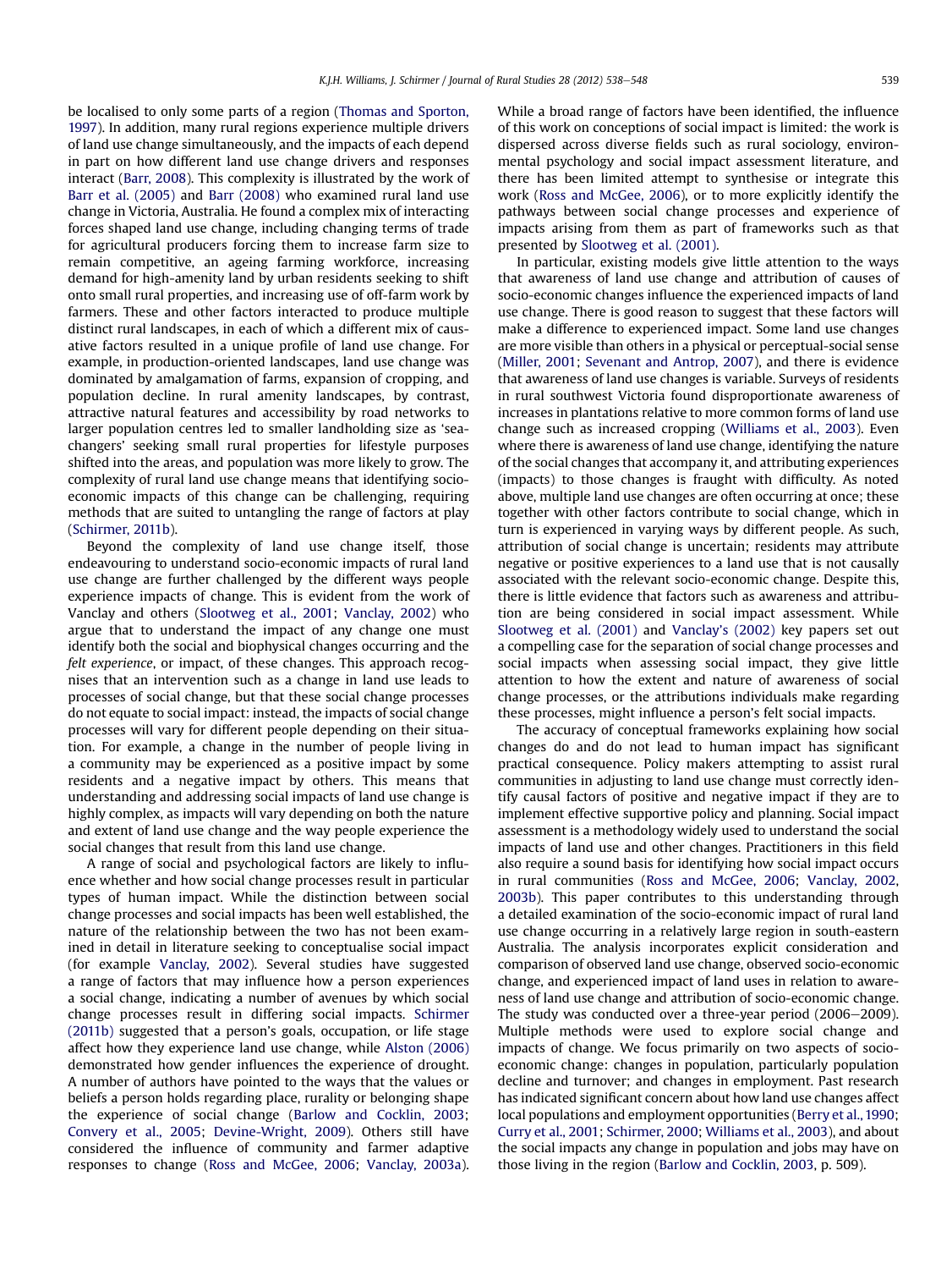be localised to only some parts of a region (Thomas and Sporton, 1997). In addition, many rural regions experience multiple drivers of land use change simultaneously, and the impacts of each depend in part on how different land use change drivers and responses interact (Barr, 2008). This complexity is illustrated by the work of Barr et al. (2005) and Barr (2008) who examined rural land use change in Victoria, Australia. He found a complex mix of interacting forces shaped land use change, including changing terms of trade for agricultural producers forcing them to increase farm size to remain competitive, an ageing farming workforce, increasing demand for high-amenity land by urban residents seeking to shift onto small rural properties, and increasing use of off-farm work by farmers. These and other factors interacted to produce multiple distinct rural landscapes, in each of which a different mix of causative factors resulted in a unique profile of land use change. For example, in production-oriented landscapes, land use change was dominated by amalgamation of farms, expansion of cropping, and population decline. In rural amenity landscapes, by contrast, attractive natural features and accessibility by road networks to larger population centres led to smaller landholding size as 'sea-changers' seeking small rural properties for lifestyle purposes shifted into the areas, and population was more likely to grow. The complexity of rural land use change means that identifying socio-economic impacts of this change can be challenging, requiring methods that are suited to untangling the range of factors at play (Schirmer, 2011b).

Beyond the complexity of land use change itself, those endeavouring to understand socio-economic impacts of rural land use change are further challenged by the different ways people experience impacts of change. This is evident from the work of Vanclay and others (Slootweg et al., 2001; Vanclay, 2002) who argue that to understand the impact of any change one must identify both the social and biophysical changes occurring and the *felt experience*, or impact, of these changes. This approach recognises that an intervention such as a change in land use leads to processes of social change, but that these social change processes do not equate to social impact: instead, the impacts of social change processes will vary for different people depending on their situation. For example, a change in the number of people living in a community may be experienced as a positive impact by some residents and a negative impact by others. This means that understanding and addressing social impacts of land use change is highly complex, as impacts will vary depending on both the nature and extent of land use change and the way people experience the social changes that result from this land use change.

A range of social and psychological factors are likely to influence whether and how social change processes result in particular types of human impact. While the distinction between social change processes and social impacts has been well established, the nature of the relationship between the two has not been examined in detail in literature seeking to conceptualise social impact (for example Vanclay, 2002). Several studies have suggested a range of factors that may influence how a person experiences a social change, indicating a number of avenues by which social change processes result in differing social impacts. Schirmer (2011b) suggested that a person's goals, occupation, or life stage affect how they experience land use change, while Alston (2006) demonstrated how gender influences the experience of drought. A number of authors have pointed to the ways that the values or beliefs a person holds regarding place, rurality or belonging shape the experience of social change (Barlow and Cocklin, 2003; Convery et al., 2005; Devine-Wright, 2009). Others still have considered the influence of community and farmer adaptive responses to change (Ross and McGee, 2006; Vanclay, 2003a). While a broad range of factors have been identified, the influence of this work on conceptions of social impact is limited: the work is dispersed across diverse fields such as rural sociology, environmental psychology and social impact assessment literature, and there has been limited attempt to synthesise or integrate this work (Ross and McGee, 2006), or to more explicitly identify the pathways between social change processes and experience of impacts arising from them as part of frameworks such as that presented by Slootweg et al. (2001).

In particular, existing models give little attention to the ways that awareness of land use change and attribution of causes of socio-economic changes influence the experienced impacts of land use change. There is good reason to suggest that these factors will make a difference to experienced impact. Some land use changes are more visible than others in a physical or perceptual-social sense (Miller, 2001; Sevenant and Antrop, 2007), and there is evidence that awareness of land use changes is variable. Surveys of residents in rural southwest Victoria found disproportionate awareness of increases in plantations relative to more common forms of land use change such as increased cropping (Williams et al., 2003). Even where there is awareness of land use change, identifying the nature of the social changes that accompany it, and attributing experiences (impacts) to those changes is fraught with difficulty. As noted above, multiple land use changes are often occurring at once; these together with other factors contribute to social change, which in turn is experienced in varying ways by different people. As such, attribution of social change is uncertain; residents may attribute negative or positive experiences to a land use that is not causally associated with the relevant socio-economic change. Despite this, there is little evidence that factors such as awareness and attribution are being considered in social impact assessment. While Slootweg et al. (2001) and Vanclay's (2002) key papers set out a compelling case for the separation of social change processes and social impacts when assessing social impact, they give little attention to how the extent and nature of awareness of social change processes, or the attributions individuals make regarding these processes, might influence a person's felt social impacts.

The accuracy of conceptual frameworks explaining how social changes do and do not lead to human impact has significant practical consequence. Policy makers attempting to assist rural communities in adjusting to land use change must correctly identify causal factors of positive and negative impact if they are to implement effective supportive policy and planning. Social impact assessment is a methodology widely used to understand the social impacts of land use and other changes. Practitioners in this field also require a sound basis for identifying how social impact occurs in rural communities (Ross and McGee, 2006; Vanclay, 2002, 2003b). This paper contributes to this understanding through a detailed examination of the socio-economic impact of rural land use change occurring in a relatively large region in south-eastern Australia. The analysis incorporates explicit consideration and comparison of observed land use change, observed socio-economic change, and experienced impact of land uses in relation to awareness of land use change and attribution of socio-economic change. The study was conducted over a three-year period (2006–2009). Multiple methods were used to explore social change and impacts of change. We focus primarily on two aspects of socio-economic change: changes in population, particularly population decline and turnover; and changes in employment. Past research has indicated significant concern about how land use changes affect local populations and employment opportunities (Berry et al., 1990; Curry et al., 2001; Schirmer, 2000; Williams et al., 2003), and about the social impacts any change in population and jobs may have on those living in the region (Barlow and Cocklin, 2003, p. 509).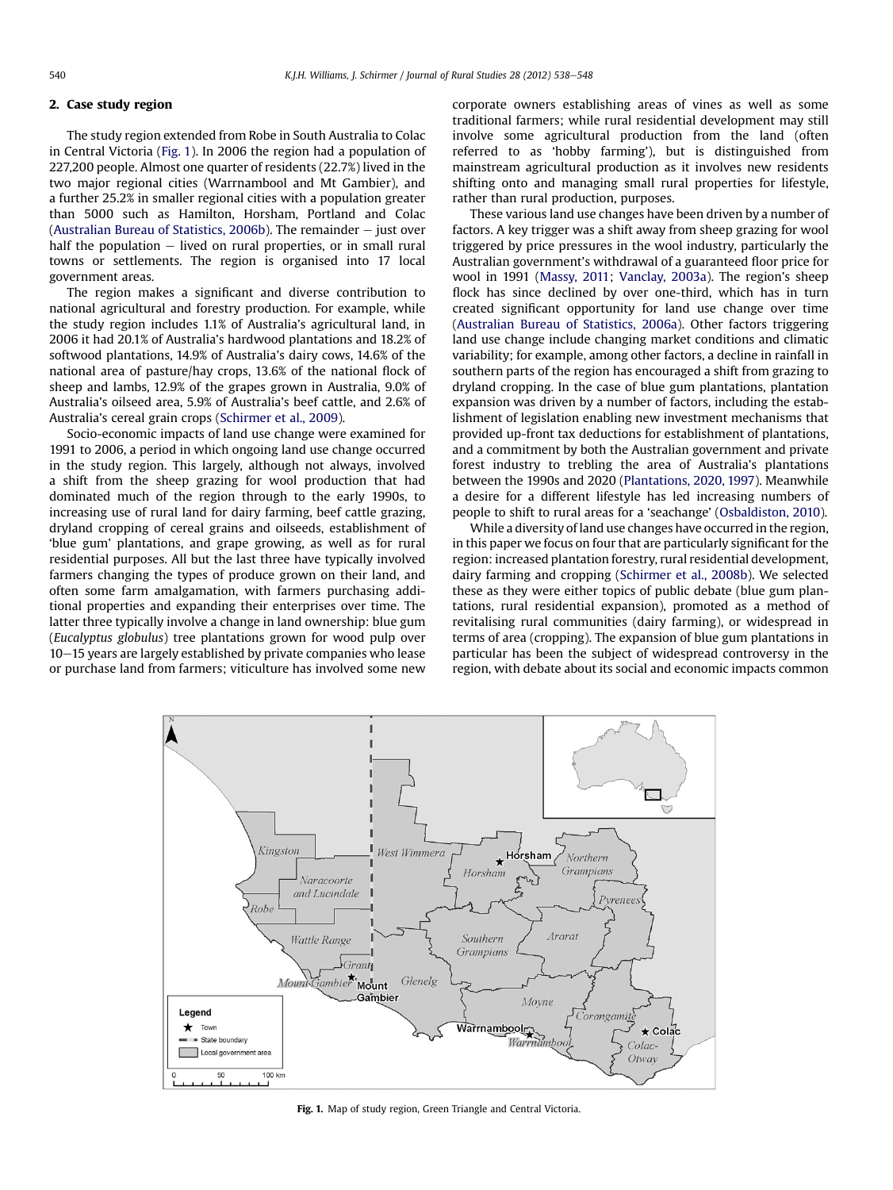## 2. Case study region

The study region extended from Robe in South Australia to Colac in Central Victoria (Fig. 1). In 2006 the region had a population of 227,200 people. Almost one quarter of residents (22.7%) lived in the two major regional cities (Warrnambool and Mt Gambier), and a further 25.2% in smaller regional cities with a population greater than 5000 such as Hamilton, Horsham, Portland and Colac (Australian Bureau of Statistics, 2006b). The remainder – just over half the population – lived on rural properties, or in small rural towns or settlements. The region is organised into 17 local government areas.

The region makes a significant and diverse contribution to national agricultural and forestry production. For example, while the study region includes 1.1% of Australia's agricultural land, in 2006 it had 20.1% of Australia's hardwood plantations and 18.2% of softwood plantations, 14.9% of Australia's dairy cows, 14.6% of the national area of pasture/hay crops, 13.6% of the national flock of sheep and lambs, 12.9% of the grapes grown in Australia, 9.0% of Australia's oilseed area, 5.9% of Australia's beef cattle, and 2.6% of Australia's cereal grain crops (Schirmer et al., 2009).

Socio-economic impacts of land use change were examined for 1991 to 2006, a period in which ongoing land use change occurred in the study region. This largely, although not always, involved a shift from the sheep grazing for wool production that had dominated much of the region through to the early 1990s, to increasing use of rural land for dairy farming, beef cattle grazing, dryland cropping of cereal grains and oilseeds, establishment of 'blue gum' plantations, and grape growing, as well as for rural residential purposes. All but the last three have typically involved farmers changing the types of produce grown on their land, and often some farm amalgamation, with farmers purchasing additional properties and expanding their enterprises over time. The latter three typically involve a change in land ownership: blue gum (*Eucalyptus globulus*) tree plantations grown for wood pulp over 10–15 years are largely established by private companies who lease or purchase land from farmers; viticulture has involved some new corporate owners establishing areas of vines as well as some traditional farmers; while rural residential development may still involve some agricultural production from the land (often referred to as 'hobby farming'), but is distinguished from mainstream agricultural production as it involves new residents shifting onto and managing small rural properties for lifestyle, rather than rural production, purposes.

These various land use changes have been driven by a number of factors. A key trigger was a shift away from sheep grazing for wool triggered by price pressures in the wool industry, particularly the Australian government's withdrawal of a guaranteed floor price for wool in 1991 (Massy, 2011; Vanclay, 2003a). The region's sheep flock has since declined by over one-third, which has in turn created significant opportunity for land use change over time (Australian Bureau of Statistics, 2006a). Other factors triggering land use change include changing market conditions and climatic variability; for example, among other factors, a decline in rainfall in southern parts of the region has encouraged a shift from grazing to dryland cropping. In the case of blue gum plantations, plantation expansion was driven by a number of factors, including the establishment of legislation enabling new investment mechanisms that provided up-front tax deductions for establishment of plantations, and a commitment by both the Australian government and private forest industry to trebling the area of Australia's plantations between the 1990s and 2020 (Plantations, 2020, 1997). Meanwhile a desire for a different lifestyle has led increasing numbers of people to shift to rural areas for a 'seachange' (Osbaldiston, 2010).

While a diversity of land use changes have occurred in the region, in this paper we focus on four that are particularly significant for the region: increased plantation forestry, rural residential development, dairy farming and cropping (Schirmer et al., 2008b). We selected these as they were either topics of public debate (blue gum plantations, rural residential expansion), promoted as a method of revitalising rural communities (dairy farming), or widespread in terms of area (cropping). The expansion of blue gum plantations in particular has been the subject of widespread controversy in the region, with debate about its social and economic impacts common

**Fig. 1.** Map of study region, Green Triangle and Central Victoria.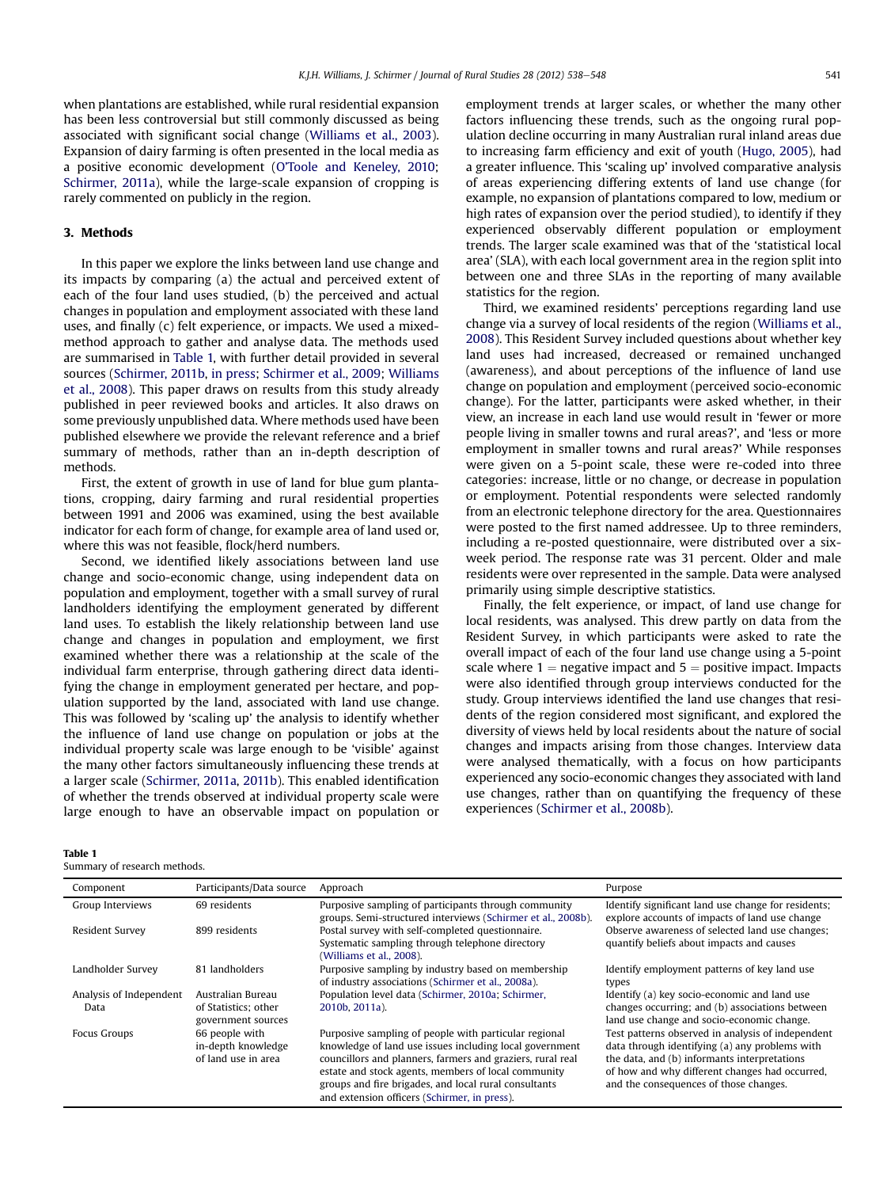when plantations are established, while rural residential expansion has been less controversial but still commonly discussed as being associated with significant social change (Williams et al., 2003). Expansion of dairy farming is often presented in the local media as a positive economic development (O'Toole and Keneley, 2010; Schirmer, 2011a), while the large-scale expansion of cropping is rarely commented on publicly in the region.

## 3. Methods

In this paper we explore the links between land use change and its impacts by comparing (a) the actual and perceived extent of each of the four land uses studied, (b) the perceived and actual changes in population and employment associated with these land uses, and finally (c) felt experience, or impacts. We used a mixed-method approach to gather and analyse data. The methods used are summarised in Table 1, with further detail provided in several sources (Schirmer, 2011b, in press; Schirmer et al., 2009; Williams et al., 2008). This paper draws on results from this study already published in peer reviewed books and articles. It also draws on some previously unpublished data. Where methods used have been published elsewhere we provide the relevant reference and a brief summary of methods, rather than an in-depth description of methods.

First, the extent of growth in use of land for blue gum plantations, cropping, dairy farming and rural residential properties between 1991 and 2006 was examined, using the best available indicator for each form of change, for example area of land used or, where this was not feasible, flock/herd numbers.

Second, we identified likely associations between land use change and socio-economic change, using independent data on population and employment, together with a small survey of rural landholders identifying the employment generated by different land uses. To establish the likely relationship between land use change and changes in population and employment, we first examined whether there was a relationship at the scale of the individual farm enterprise, through gathering direct data identifying the change in employment generated per hectare, and population supported by the land, associated with land use change. This was followed by 'scaling up' the analysis to identify whether the influence of land use change on population or jobs at the individual property scale was large enough to be 'visible' against the many other factors simultaneously influencing these trends at a larger scale (Schirmer, 2011a, 2011b). This enabled identification of whether the trends observed at individual property scale were large enough to have an observable impact on population or employment trends at larger scales, or whether the many other factors influencing these trends, such as the ongoing rural population decline occurring in many Australian rural inland areas due to increasing farm efficiency and exit of youth (Hugo, 2005), had a greater influence. This 'scaling up' involved comparative analysis of areas experiencing differing extents of land use change (for example, no expansion of plantations compared to low, medium or high rates of expansion over the period studied), to identify if they experienced observably different population or employment trends. The larger scale examined was that of the 'statistical local area' (SLA), with each local government area in the region split into between one and three SLAs in the reporting of many available statistics for the region.

Third, we examined residents' perceptions regarding land use change via a survey of local residents of the region (Williams et al., 2008). This Resident Survey included questions about whether key land uses had increased, decreased or remained unchanged (awareness), and about perceptions of the influence of land use change on population and employment (perceived socio-economic change). For the latter, participants were asked whether, in their view, an increase in each land use would result in 'fewer or more people living in smaller towns and rural areas?', and 'less or more employment in smaller towns and rural areas?' While responses were given on a 5-point scale, these were re-coded into three categories: increase, little or no change, or decrease in population or employment. Potential respondents were selected randomly from an electronic telephone directory for the area. Questionnaires were posted to the first named addressee. Up to three reminders, including a re-posted questionnaire, were distributed over a six-week period. The response rate was 31 percent. Older and male residents were over represented in the sample. Data were analysed primarily using simple descriptive statistics.

Finally, the felt experience, or impact, of land use change for local residents, was analysed. This drew partly on data from the Resident Survey, in which participants were asked to rate the overall impact of each of the four land use change using a 5-point scale where 1 = negative impact and 5 = positive impact. Impacts were also identified through group interviews conducted for the study. Group interviews identified the land use changes that residents of the region considered most significant, and explored the diversity of views held by local residents about the nature of social changes and impacts arising from those changes. Interview data were analysed thematically, with a focus on how participants experienced any socio-economic changes they associated with land use changes, rather than on quantifying the frequency of these experiences (Schirmer et al., 2008b).

**Table 1**
Summary of research methods.

| Component | Participants/Data source | Approach | Purpose |
|---|---|---|---|
| Group Interviews | 69 residents | Purposive sampling of participants through community groups. Semi-structured interviews (Schirmer et al., 2008b). | Identify significant land use change for residents; explore accounts of impacts of land use change |
| Resident Survey | 899 residents | Postal survey with self-completed questionnaire. Systematic sampling through telephone directory (Williams et al., 2008). | Observe awareness of selected land use changes; quantify beliefs about impacts and causes |
| Landholder Survey | 81 landholders | Purposive sampling by industry based on membership of industry associations (Schirmer et al., 2008a). | Identify employment patterns of key land use types |
| Analysis of Independent Data | Australian Bureau of Statistics; other government sources | Population level data (Schirmer, 2010a; Schirmer, 2010b, 2011a). | Identify (a) key socio-economic and land use changes occurring; and (b) associations between land use change and socio-economic change. |
| Focus Groups | 66 people with in-depth knowledge of land use in area | Purposive sampling of people with particular regional knowledge of land use issues including local government councillors and planners, farmers and graziers, rural real estate and stock agents, members of local community groups and fire brigades, and local rural consultants and extension officers (Schirmer, in press). | Test patterns observed in analysis of independent data through identifying (a) any problems with the data, and (b) informants interpretations of how and why different changes had occurred, and the consequences of those changes. |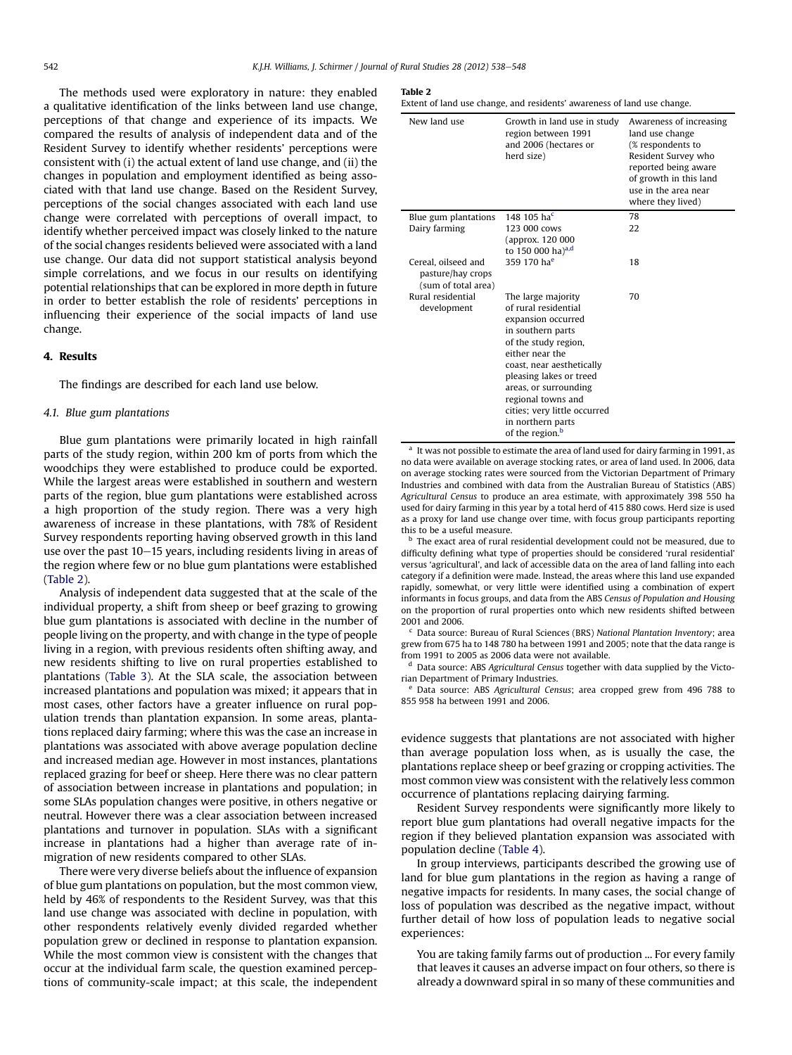The methods used were exploratory in nature: they enabled a qualitative identification of the links between land use change, perceptions of that change and experience of its impacts. We compared the results of analysis of independent data and of the Resident Survey to identify whether residents' perceptions were consistent with (i) the actual extent of land use change, and (ii) the changes in population and employment identified as being associated with that land use change. Based on the Resident Survey, perceptions of the social changes associated with each land use change were correlated with perceptions of overall impact, to identify whether perceived impact was closely linked to the nature of the social changes residents believed were associated with a land use change. Our data did not support statistical analysis beyond simple correlations, and we focus in our results on identifying potential relationships that can be explored in more depth in future in order to better establish the role of residents' perceptions in influencing their experience of the social impacts of land use change.

## 4. Results

The findings are described for each land use below.

### 4.1. Blue gum plantations

Blue gum plantations were primarily located in high rainfall parts of the study region, within 200 km of ports from which the woodchips they were established to produce could be exported. While the largest areas were established in southern and western parts of the region, blue gum plantations were established across a high proportion of the study region. There was a very high awareness of increase in these plantations, with 78% of Resident Survey respondents reporting having observed growth in this land use over the past 10–15 years, including residents living in areas of the region where few or no blue gum plantations were established (Table 2).

Analysis of independent data suggested that at the scale of the individual property, a shift from sheep or beef grazing to growing blue gum plantations is associated with decline in the number of people living on the property, and with change in the type of people living in a region, with previous residents often shifting away, and new residents shifting to live on rural properties established to plantations (Table 3). At the SLA scale, the association between increased plantations and population was mixed; it appears that in most cases, other factors have a greater influence on rural population trends than plantation expansion. In some areas, plantations replaced dairy farming; where this was the case an increase in plantations was associated with above average population decline and increased median age. However in most instances, plantations replaced grazing for beef or sheep. Here there was no clear pattern of association between increase in plantations and population; in some SLAs population changes were positive, in others negative or neutral. However there was a clear association between increased plantations and turnover in population. SLAs with a significant increase in plantations had a higher than average rate of in-migration of new residents compared to other SLAs.

There were very diverse beliefs about the influence of expansion of blue gum plantations on population, but the most common view, held by 46% of respondents to the Resident Survey, was that this land use change was associated with decline in population, with other respondents relatively evenly divided regarded whether population grew or declined in response to plantation expansion. While the most common view is consistent with the changes that occur at the individual farm scale, the question examined perceptions of community-scale impact; at this scale, the independent evidence suggests that plantations are not associated with higher than average population loss when, as is usually the case, the plantations replace sheep or beef grazing or cropping activities. The most common view was consistent with the relatively less common occurrence of plantations replacing dairying farming.

Resident Survey respondents were significantly more likely to report blue gum plantations had overall negative impacts for the region if they believed plantation expansion was associated with population decline (Table 4).

In group interviews, participants described the growing use of land for blue gum plantations in the region as having a range of negative impacts for residents. In many cases, the social change of loss of population was described as the negative impact, without further detail of how loss of population leads to negative social experiences:

> You are taking family farms out of production ... For every family that leaves it causes an adverse impact on four others, so there is already a downward spiral in so many of these communities and

**Table 2**
Extent of land use change, and residents' awareness of land use change.

| New land use | Growth in land use in study region between 1991 and 2006 (hectares or herd size) | Awareness of increasing land use change (% respondents to Resident Survey who reported being aware of growth in this land use in the area near where they lived) |
|---|---|---|
| Blue gum plantations | 148 105 ha[c] | 78 |
| Dairy farming | 123 000 cows (approx. 120 000 to 150 000 ha)[a,d] | 22 |
| Cereal, oilseed and pasture/hay crops (sum of total area) | 359 170 ha[e] | 18 |
| Rural residential development | The large majority of rural residential expansion occurred in southern parts of the study region, either near the coast, near aesthetically pleasing lakes or treed areas, or surrounding regional towns and cities; very little occurred in northern parts of the region.[b] | 70 |

[a] It was not possible to estimate the area of land used for dairy farming in 1991, as no data were available on average stocking rates, or area of land used. In 2006, data on average stocking rates were sourced from the Victorian Department of Primary Industries and combined with data from the Australian Bureau of Statistics (ABS) *Agricultural Census* to produce an area estimate, with approximately 398 550 ha used for dairy farming in this year by a total herd of 415 880 cows. Herd size is used as a proxy for land use change over time, with focus group participants reporting this to be a useful measure.

[b] The exact area of rural residential development could not be measured, due to difficulty defining what type of properties should be considered 'rural residential' versus 'agricultural', and lack of accessible data on the area of land falling into each category if a definition were made. Instead, the areas where this land use expanded rapidly, somewhat, or very little were identified using a combination of expert informants in focus groups, and data from the ABS *Census of Population and Housing* on the proportion of rural properties onto which new residents shifted between 2001 and 2006.

[c] Data source: Bureau of Rural Sciences (BRS) *National Plantation Inventory*; area grew from 675 ha to 148 780 ha between 1991 and 2005; note that the data range is from 1991 to 2005 as 2006 data were not available.

[d] Data source: ABS *Agricultural Census* together with data supplied by the Victorian Department of Primary Industries.

[e] Data source: ABS *Agricultural Census*; area cropped grew from 496 788 to 855 958 ha between 1991 and 2006.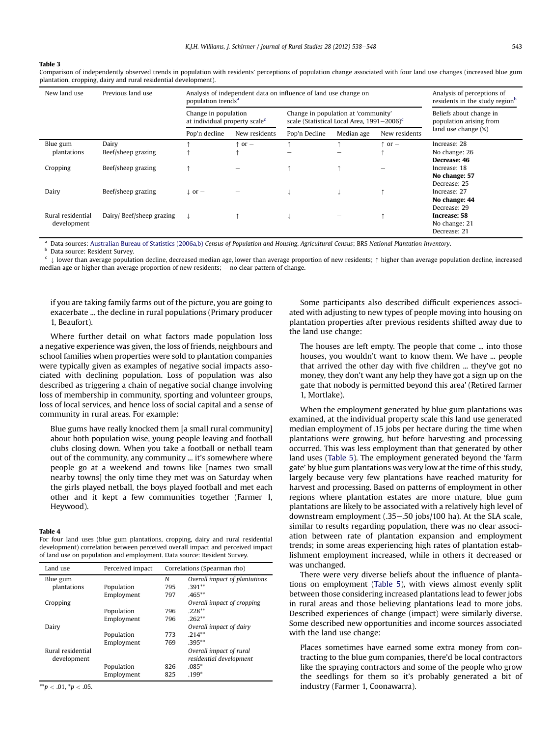**Table 3**
Comparison of independently observed trends in population with residents' perceptions of population change associated with four land use changes (increased blue gum plantation, cropping, dairy and rural residential development).

| New land use | Previous land use | Analysis of independent data on influence of land use change on population trends[a] | | | | | Analysis of perceptions of residents in the study region[b] |
|---|---|---|---|---|---|---|---|
| | | Change in population at individual property scale[c] | | Change in population at 'community' scale (Statistical Local Area, 1991–2006)[c] | | | Beliefs about change in population arising from land use change (%) |
| | | Pop'n decline | New residents | Pop'n Decline | Median age | New residents | |
| Blue gum plantations | Dairy | ↑ | ↑ or – | ↑ | ↑ | ↑ or – | Increase: 28 |
| | Beef/sheep grazing | ↑ | ↑ | – | – | ↑ | No change: 26 **Decrease: 46** |
| Cropping | Beef/sheep grazing | ↑ | – | ↑ | ↑ | – | Increase: 18 **No change: 57** Decrease: 25 |
| Dairy | Beef/sheep grazing | ↓ or – | – | ↓ | ↓ | ↑ | Increase: 27 **No change: 44** Decrease: 29 |
| Rural residential development | Dairy/ Beef/sheep grazing | ↓ | ↑ | ↓ | – | ↑ | **Increase: 58** No change: 21 Decrease: 21 |

[a] Data sources: Australian Bureau of Statistics (2006a,b) *Census of Population and Housing, Agricultural Census*; BRS *National Plantation Inventory*.
[b] Data source: Resident Survey.
[c] ↓ lower than average population decline, decreased median age, lower than average proportion of new residents; ↑ higher than average population decline, increased median age or higher than average proportion of new residents; – no clear pattern of change.

> if you are taking family farms out of the picture, you are going to exacerbate ... the decline in rural populations (Primary producer 1, Beaufort).

Where further detail on what factors made population loss a negative experience was given, the loss of friends, neighbours and school families when properties were sold to plantation companies were typically given as examples of negative social impacts associated with declining population. Loss of population was also described as triggering a chain of negative social change involving loss of membership in community, sporting and volunteer groups, loss of local services, and hence loss of social capital and a sense of community in rural areas. For example:

> Blue gums have really knocked them [a small rural community] about both population wise, young people leaving and football clubs closing down. When you take a football or netball team out of the community, any community ... it's somewhere where people go at a weekend and towns like [names two small nearby towns] the only time they met was on Saturday when the girls played netball, the boys played football and met each other and it kept a few communities together (Farmer 1, Heywood).

**Table 4**
For four land uses (blue gum plantations, cropping, dairy and rural residential development) correlation between perceived overall impact and perceived impact of land use on population and employment. Data source: Resident Survey.

| Land use | Perceived impact | Correlations (Spearman rho) | |
|---|---|---|---|
| | | *N* | *Overall impact of plantations* |
| Blue gum plantations | Population | 795 | .391** |
| | Employment | 797 | .465** |
| Cropping | | | *Overall impact of cropping* |
| | Population | 796 | .228** |
| | Employment | 796 | .262** |
| Dairy | | | *Overall impact of dairy* |
| | Population | 773 | .214** |
| | Employment | 769 | .395** |
| Rural residential development | | | *Overall impact of rural residential development* |
| | Population | 826 | .085* |
| | Employment | 825 | .199* |

**$p < .01$, *$p < .05$.

Some participants also described difficult experiences associated with adjusting to new types of people moving into housing on plantation properties after previous residents shifted away due to the land use change:

> The houses are left empty. The people that come ... into those houses, you wouldn't want to know them. We have ... people that arrived the other day with five children ... they've got no money, they don't want any help they have got a sign up on the gate that nobody is permitted beyond this area' (Retired farmer 1, Mortlake).

When the employment generated by blue gum plantations was examined, at the individual property scale this land use generated median employment of .15 jobs per hectare during the time when plantations were growing, but before harvesting and processing occurred. This was less employment than that generated by other land uses (Table 5). The employment generated beyond the 'farm gate' by blue gum plantations was very low at the time of this study, largely because very few plantations have reached maturity for harvest and processing. Based on patterns of employment in other regions where plantation estates are more mature, blue gum plantations are likely to be associated with a relatively high level of downstream employment (.35–.50 jobs/100 ha). At the SLA scale, similar to results regarding population, there was no clear association between rate of plantation expansion and employment trends; in some areas experiencing high rates of plantation establishment employment increased, while in others it decreased or was unchanged.

There were very diverse beliefs about the influence of plantations on employment (Table 5), with views almost evenly split between those considering increased plantations lead to fewer jobs in rural areas and those believing plantations lead to more jobs. Described experiences of change (impact) were similarly diverse. Some described new opportunities and income sources associated with the land use change:

> Places sometimes have earned some extra money from contracting to the blue gum companies, there'd be local contractors like the spraying contractors and some of the people who grow the seedlings for them so it's probably generated a bit of industry (Farmer 1, Coonawarra).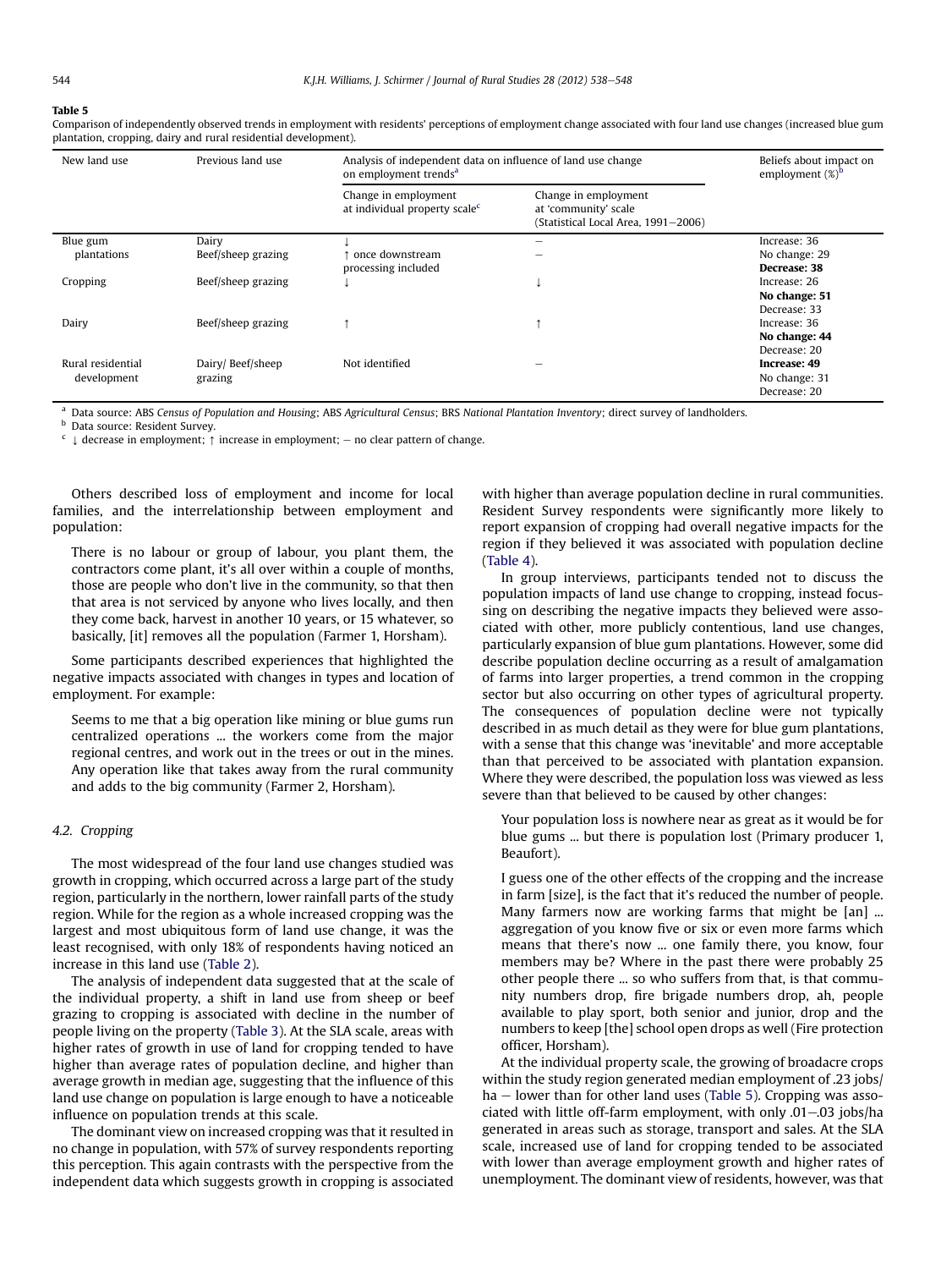**Table 5**
Comparison of independently observed trends in employment with residents' perceptions of employment change associated with four land use changes (increased blue gum plantation, cropping, dairy and rural residential development).

| New land use | Previous land use | Analysis of independent data on influence of land use change on employment trends[a] | | Beliefs about impact on employment (%)[b] |
|---|---|---|---|---|
| | | Change in employment at individual property scale[c] | Change in employment at 'community' scale (Statistical Local Area, 1991–2006) | |
| Blue gum plantations | Dairy | ↓ | – | Increase: 36 |
| | Beef/sheep grazing | ↑ once downstream processing included | – | No change: 29 |
| | | | | **Decrease: 38** |
| Cropping | Beef/sheep grazing | ↓ | ↓ | Increase: 26 |
| | | | | **No change: 51** |
| | | | | Decrease: 33 |
| Dairy | Beef/sheep grazing | ↑ | ↑ | Increase: 36 |
| | | | | **No change: 44** |
| | | | | Decrease: 20 |
| Rural residential development | Dairy/ Beef/sheep grazing | Not identified | – | **Increase: 49** |
| | | | | No change: 31 |
| | | | | Decrease: 20 |

[a] Data source: ABS *Census of Population and Housing*; ABS *Agricultural Census*; BRS *National Plantation Inventory*; direct survey of landholders.
[b] Data source: Resident Survey.
[c] ↓ decrease in employment; ↑ increase in employment; – no clear pattern of change.

Others described loss of employment and income for local families, and the interrelationship between employment and population:

> There is no labour or group of labour, you plant them, the contractors come plant, it's all over within a couple of months, those are people who don't live in the community, so that then that area is not serviced by anyone who lives locally, and then they come back, harvest in another 10 years, or 15 whatever, so basically, [it] removes all the population (Farmer 1, Horsham).

Some participants described experiences that highlighted the negative impacts associated with changes in types and location of employment. For example:

> Seems to me that a big operation like mining or blue gums run centralized operations ... the workers come from the major regional centres, and work out in the trees or out in the mines. Any operation like that takes away from the rural community and adds to the big community (Farmer 2, Horsham).

### 4.2. Cropping

The most widespread of the four land use changes studied was growth in cropping, which occurred across a large part of the study region, particularly in the northern, lower rainfall parts of the study region. While for the region as a whole increased cropping was the largest and most ubiquitous form of land use change, it was the least recognised, with only 18% of respondents having noticed an increase in this land use (Table 2).

The analysis of independent data suggested that at the scale of the individual property, a shift in land use from sheep or beef grazing to cropping is associated with decline in the number of people living on the property (Table 3). At the SLA scale, areas with higher rates of growth in use of land for cropping tended to have higher than average rates of population decline, and higher than average growth in median age, suggesting that the influence of this land use change on population is large enough to have a noticeable influence on population trends at this scale.

The dominant view on increased cropping was that it resulted in no change in population, with 57% of survey respondents reporting this perception. This again contrasts with the perspective from the independent data which suggests growth in cropping is associated with higher than average population decline in rural communities. Resident Survey respondents were significantly more likely to report expansion of cropping had overall negative impacts for the region if they believed it was associated with population decline (Table 4).

In group interviews, participants tended not to discuss the population impacts of land use change to cropping, instead focussing on describing the negative impacts they believed were associated with other, more publicly contentious, land use changes, particularly expansion of blue gum plantations. However, some did describe population decline occurring as a result of amalgamation of farms into larger properties, a trend common in the cropping sector but also occurring on other types of agricultural property. The consequences of population decline were not typically described in as much detail as they were for blue gum plantations, with a sense that this change was 'inevitable' and more acceptable than that perceived to be associated with plantation expansion. Where they were described, the population loss was viewed as less severe than that believed to be caused by other changes:

> Your population loss is nowhere near as great as it would be for blue gums ... but there is population lost (Primary producer 1, Beaufort).

> I guess one of the other effects of the cropping and the increase in farm [size], is the fact that it's reduced the number of people. Many farmers now are working farms that might be [an] ... aggregation of you know five or six or even more farms which means that there's now ... one family there, you know, four members may be? Where in the past there were probably 25 other people there ... so who suffers from that, is that community numbers drop, fire brigade numbers drop, ah, people available to play sport, both senior and junior, drop and the numbers to keep [the] school open drops as well (Fire protection officer, Horsham).

At the individual property scale, the growing of broadacre crops within the study region generated median employment of .23 jobs/ha – lower than for other land uses (Table 5). Cropping was associated with little off-farm employment, with only .01–.03 jobs/ha generated in areas such as storage, transport and sales. At the SLA scale, increased use of land for cropping tended to be associated with lower than average employment growth and higher rates of unemployment. The dominant view of residents, however, was that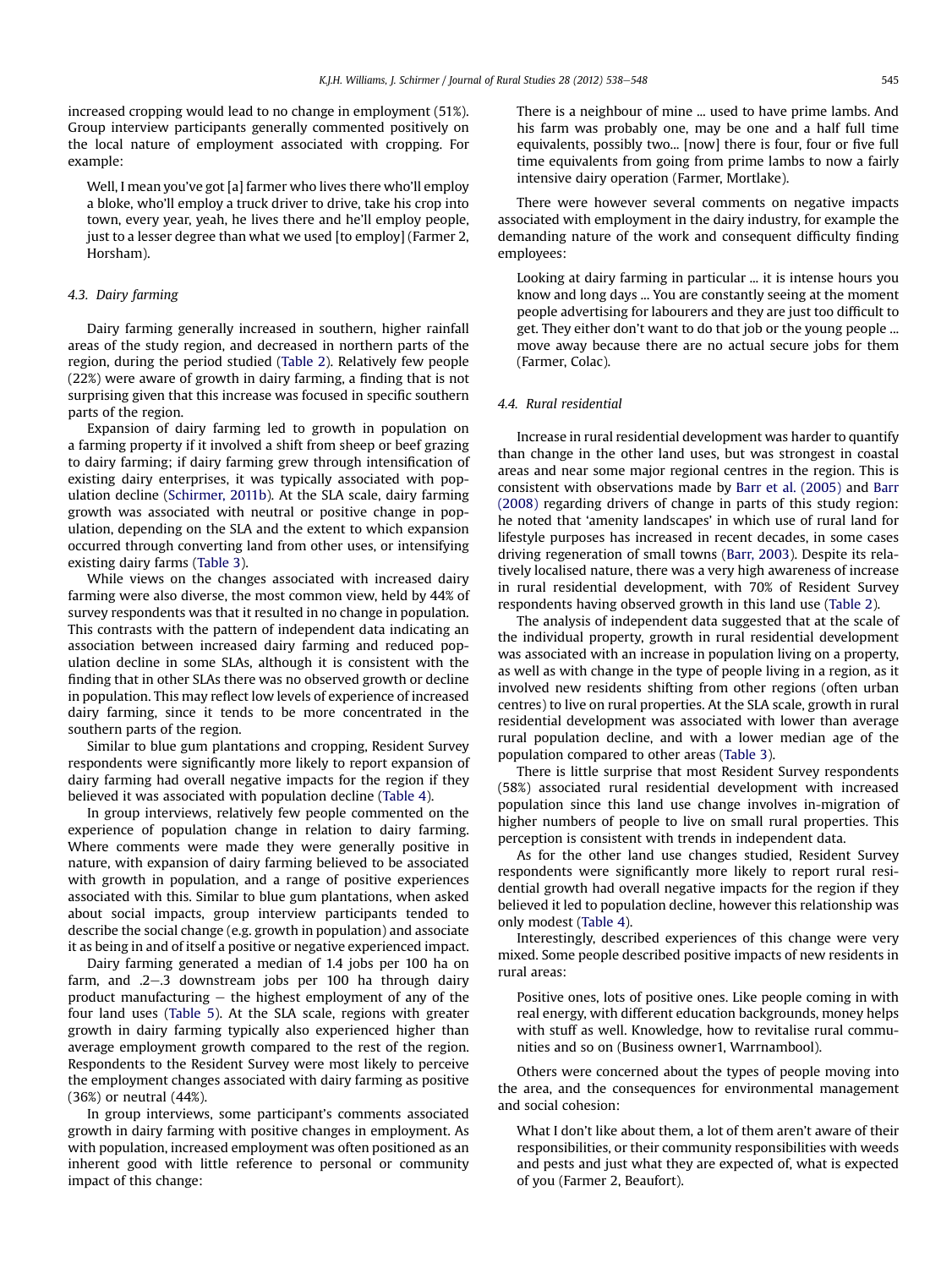increased cropping would lead to no change in employment (51%). Group interview participants generally commented positively on the local nature of employment associated with cropping. For example:

> Well, I mean you've got [a] farmer who lives there who'll employ a bloke, who'll employ a truck driver to drive, take his crop into town, every year, yeah, he lives there and he'll employ people, just to a lesser degree than what we used [to employ] (Farmer 2, Horsham).

### 4.3. Dairy farming

Dairy farming generally increased in southern, higher rainfall areas of the study region, and decreased in northern parts of the region, during the period studied (Table 2). Relatively few people (22%) were aware of growth in dairy farming, a finding that is not surprising given that this increase was focused in specific southern parts of the region.

Expansion of dairy farming led to growth in population on a farming property if it involved a shift from sheep or beef grazing to dairy farming; if dairy farming grew through intensification of existing dairy enterprises, it was typically associated with population decline (Schirmer, 2011b). At the SLA scale, dairy farming growth was associated with neutral or positive change in population, depending on the SLA and the extent to which expansion occurred through converting land from other uses, or intensifying existing dairy farms (Table 3).

While views on the changes associated with increased dairy farming were also diverse, the most common view, held by 44% of survey respondents was that it resulted in no change in population. This contrasts with the pattern of independent data indicating an association between increased dairy farming and reduced population decline in some SLAs, although it is consistent with the finding that in other SLAs there was no observed growth or decline in population. This may reflect low levels of experience of increased dairy farming, since it tends to be more concentrated in the southern parts of the region.

Similar to blue gum plantations and cropping, Resident Survey respondents were significantly more likely to report expansion of dairy farming had overall negative impacts for the region if they believed it was associated with population decline (Table 4).

In group interviews, relatively few people commented on the experience of population change in relation to dairy farming. Where comments were made they were generally positive in nature, with expansion of dairy farming believed to be associated with growth in population, and a range of positive experiences associated with this. Similar to blue gum plantations, when asked about social impacts, group interview participants tended to describe the social change (e.g. growth in population) and associate it as being in and of itself a positive or negative experienced impact.

Dairy farming generated a median of 1.4 jobs per 100 ha on farm, and .2–.3 downstream jobs per 100 ha through dairy product manufacturing – the highest employment of any of the four land uses (Table 5). At the SLA scale, regions with greater growth in dairy farming typically also experienced higher than average employment growth compared to the rest of the region. Respondents to the Resident Survey were most likely to perceive the employment changes associated with dairy farming as positive (36%) or neutral (44%).

In group interviews, some participant's comments associated growth in dairy farming with positive changes in employment. As with population, increased employment was often positioned as an inherent good with little reference to personal or community impact of this change:

> There is a neighbour of mine ... used to have prime lambs. And his farm was probably one, may be one and a half full time equivalents, possibly two... [now] there is four, four or five full time equivalents from going from prime lambs to now a fairly intensive dairy operation (Farmer, Mortlake).

There were however several comments on negative impacts associated with employment in the dairy industry, for example the demanding nature of the work and consequent difficulty finding employees:

> Looking at dairy farming in particular ... it is intense hours you know and long days ... You are constantly seeing at the moment people advertising for labourers and they are just too difficult to get. They either don't want to do that job or the young people ... move away because there are no actual secure jobs for them (Farmer, Colac).

### 4.4. Rural residential

Increase in rural residential development was harder to quantify than change in the other land uses, but was strongest in coastal areas and near some major regional centres in the region. This is consistent with observations made by Barr et al. (2005) and Barr (2008) regarding drivers of change in parts of this study region: he noted that 'amenity landscapes' in which use of rural land for lifestyle purposes has increased in recent decades, in some cases driving regeneration of small towns (Barr, 2003). Despite its relatively localised nature, there was a very high awareness of increase in rural residential development, with 70% of Resident Survey respondents having observed growth in this land use (Table 2).

The analysis of independent data suggested that at the scale of the individual property, growth in rural residential development was associated with an increase in population living on a property, as well as with change in the type of people living in a region, as it involved new residents shifting from other regions (often urban centres) to live on rural properties. At the SLA scale, growth in rural residential development was associated with lower than average rural population decline, and with a lower median age of the population compared to other areas (Table 3).

There is little surprise that most Resident Survey respondents (58%) associated rural residential development with increased population since this land use change involves in-migration of higher numbers of people to live on small rural properties. This perception is consistent with trends in independent data.

As for the other land use changes studied, Resident Survey respondents were significantly more likely to report rural residential growth had overall negative impacts for the region if they believed it led to population decline, however this relationship was only modest (Table 4).

Interestingly, described experiences of this change were very mixed. Some people described positive impacts of new residents in rural areas:

> Positive ones, lots of positive ones. Like people coming in with real energy, with different education backgrounds, money helps with stuff as well. Knowledge, how to revitalise rural communities and so on (Business owner1, Warrnambool).

Others were concerned about the types of people moving into the area, and the consequences for environmental management and social cohesion:

> What I don't like about them, a lot of them aren't aware of their responsibilities, or their community responsibilities with weeds and pests and just what they are expected of, what is expected of you (Farmer 2, Beaufort).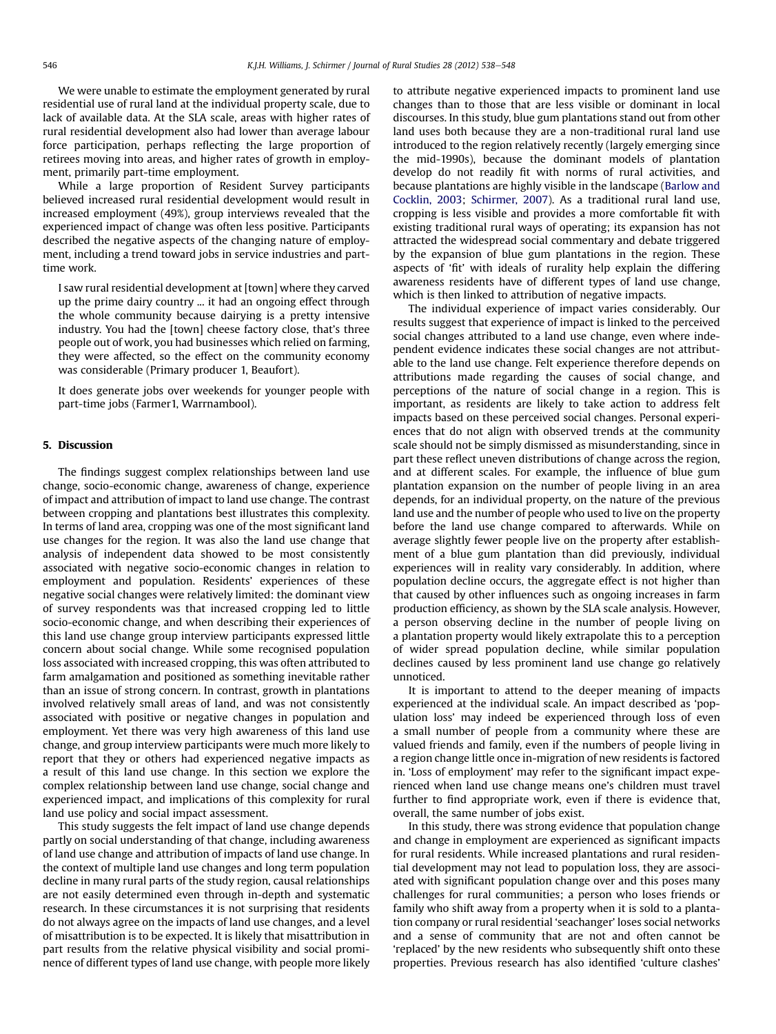We were unable to estimate the employment generated by rural residential use of rural land at the individual property scale, due to lack of available data. At the SLA scale, areas with higher rates of rural residential development also had lower than average labour force participation, perhaps reflecting the large proportion of retirees moving into areas, and higher rates of growth in employment, primarily part-time employment.

While a large proportion of Resident Survey participants believed increased rural residential development would result in increased employment (49%), group interviews revealed that the experienced impact of change was often less positive. Participants described the negative aspects of the changing nature of employment, including a trend toward jobs in service industries and part-time work.

> I saw rural residential development at [town] where they carved up the prime dairy country ... it had an ongoing effect through the whole community because dairying is a pretty intensive industry. You had the [town] cheese factory close, that's three people out of work, you had businesses which relied on farming, they were affected, so the effect on the community economy was considerable (Primary producer 1, Beaufort).

> It does generate jobs over weekends for younger people with part-time jobs (Farmer1, Warrnambool).

## 5. Discussion

The findings suggest complex relationships between land use change, socio-economic change, awareness of change, experience of impact and attribution of impact to land use change. The contrast between cropping and plantations best illustrates this complexity. In terms of land area, cropping was one of the most significant land use changes for the region. It was also the land use change that analysis of independent data showed to be most consistently associated with negative socio-economic changes in relation to employment and population. Residents' experiences of these negative social changes were relatively limited: the dominant view of survey respondents was that increased cropping led to little socio-economic change, and when describing their experiences of this land use change group interview participants expressed little concern about social change. While some recognised population loss associated with increased cropping, this was often attributed to farm amalgamation and positioned as something inevitable rather than an issue of strong concern. In contrast, growth in plantations involved relatively small areas of land, and was not consistently associated with positive or negative changes in population and employment. Yet there was very high awareness of this land use change, and group interview participants were much more likely to report that they or others had experienced negative impacts as a result of this land use change. In this section we explore the complex relationship between land use change, social change and experienced impact, and implications of this complexity for rural land use policy and social impact assessment.

This study suggests the felt impact of land use change depends partly on social understanding of that change, including awareness of land use change and attribution of impacts of land use change. In the context of multiple land use changes and long term population decline in many rural parts of the study region, causal relationships are not easily determined even through in-depth and systematic research. In these circumstances it is not surprising that residents do not always agree on the impacts of land use changes, and a level of misattribution is to be expected. It is likely that misattribution in part results from the relative physical visibility and social prominence of different types of land use change, with people more likely to attribute negative experienced impacts to prominent land use changes than to those that are less visible or dominant in local discourses. In this study, blue gum plantations stand out from other land uses both because they are a non-traditional rural land use introduced to the region relatively recently (largely emerging since the mid-1990s), because the dominant models of plantation develop do not readily fit with norms of rural activities, and because plantations are highly visible in the landscape (Barlow and Cocklin, 2003; Schirmer, 2007). As a traditional rural land use, cropping is less visible and provides a more comfortable fit with existing traditional rural ways of operating; its expansion has not attracted the widespread social commentary and debate triggered by the expansion of blue gum plantations in the region. These aspects of 'fit' with ideals of rurality help explain the differing awareness residents have of different types of land use change, which is then linked to attribution of negative impacts.

The individual experience of impact varies considerably. Our results suggest that experience of impact is linked to the perceived social changes attributed to a land use change, even where independent evidence indicates these social changes are not attributable to the land use change. Felt experience therefore depends on attributions made regarding the causes of social change, and perceptions of the nature of social change in a region. This is important, as residents are likely to take action to address felt impacts based on these perceived social changes. Personal experiences that do not align with observed trends at the community scale should not be simply dismissed as misunderstanding, since in part these reflect uneven distributions of change across the region, and at different scales. For example, the influence of blue gum plantation expansion on the number of people living in an area depends, for an individual property, on the nature of the previous land use and the number of people who used to live on the property before the land use change compared to afterwards. While on average slightly fewer people live on the property after establishment of a blue gum plantation than did previously, individual experiences will in reality vary considerably. In addition, where population decline occurs, the aggregate effect is not higher than that caused by other influences such as ongoing increases in farm production efficiency, as shown by the SLA scale analysis. However, a person observing decline in the number of people living on a plantation property would likely extrapolate this to a perception of wider spread population decline, while similar population declines caused by less prominent land use change go relatively unnoticed.

It is important to attend to the deeper meaning of impacts experienced at the individual scale. An impact described as 'population loss' may indeed be experienced through loss of even a small number of people from a community where these are valued friends and family, even if the numbers of people living in a region change little once in-migration of new residents is factored in. 'Loss of employment' may refer to the significant impact experienced when land use change means one's children must travel further to find appropriate work, even if there is evidence that, overall, the same number of jobs exist.

In this study, there was strong evidence that population change and change in employment are experienced as significant impacts for rural residents. While increased plantations and rural residential development may not lead to population loss, they are associated with significant population change over and this poses many challenges for rural communities; a person who loses friends or family who shift away from a property when it is sold to a plantation company or rural residential 'seachanger' loses social networks and a sense of community that are not and often cannot be 'replaced' by the new residents who subsequently shift onto these properties. Previous research has also identified 'culture clashes'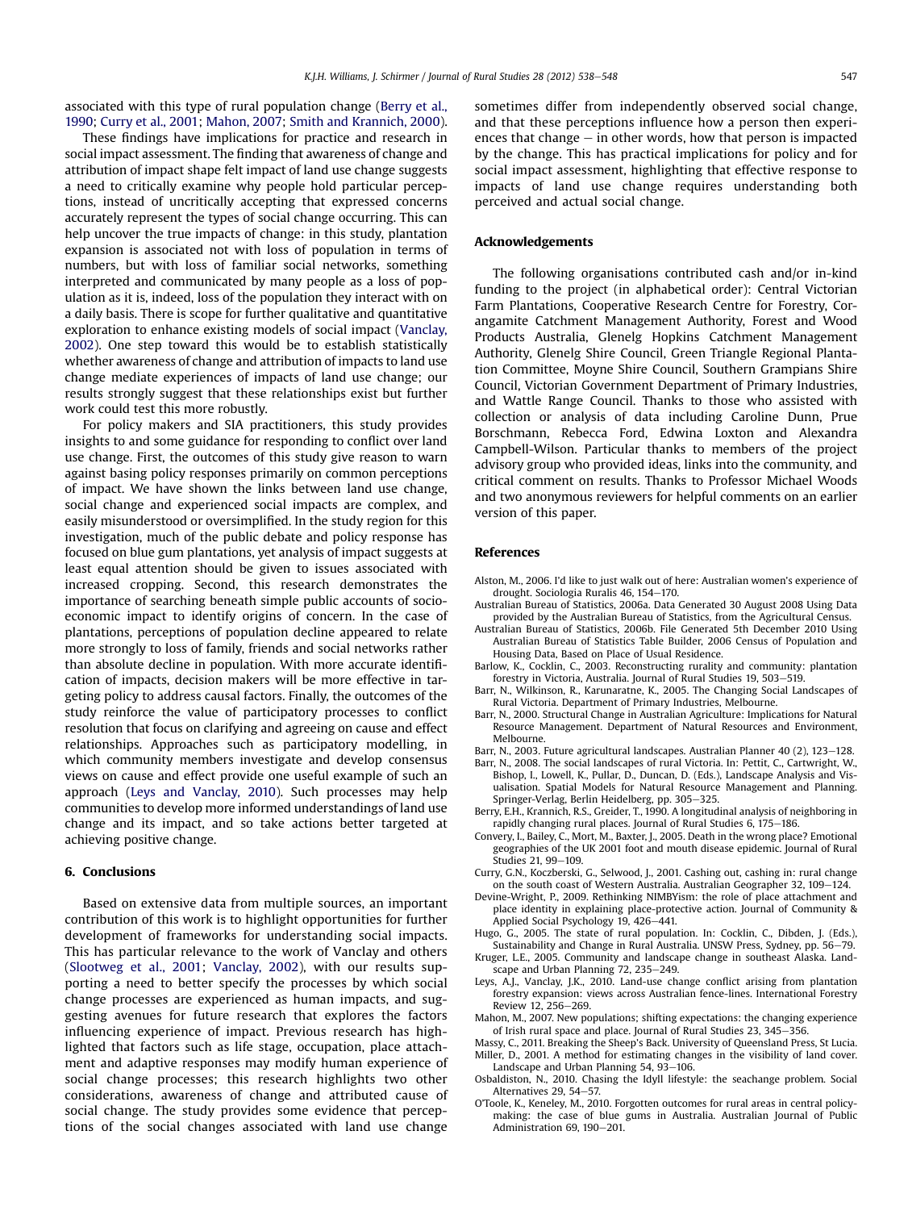associated with this type of rural population change (Berry et al., 1990; Curry et al., 2001; Mahon, 2007; Smith and Krannich, 2000).

These findings have implications for practice and research in social impact assessment. The finding that awareness of change and attribution of impact shape felt impact of land use change suggests a need to critically examine why people hold particular perceptions, instead of uncritically accepting that expressed concerns accurately represent the types of social change occurring. This can help uncover the true impacts of change: in this study, plantation expansion is associated not with loss of population in terms of numbers, but with loss of familiar social networks, something interpreted and communicated by many people as a loss of population as it is, indeed, loss of the population they interact with on a daily basis. There is scope for further qualitative and quantitative exploration to enhance existing models of social impact (Vanclay, 2002). One step toward this would be to establish statistically whether awareness of change and attribution of impacts to land use change mediate experiences of impacts of land use change; our results strongly suggest that these relationships exist but further work could test this more robustly.

For policy makers and SIA practitioners, this study provides insights to and some guidance for responding to conflict over land use change. First, the outcomes of this study give reason to warn against basing policy responses primarily on common perceptions of impact. We have shown the links between land use change, social change and experienced social impacts are complex, and easily misunderstood or oversimplified. In the study region for this investigation, much of the public debate and policy response has focused on blue gum plantations, yet analysis of impact suggests at least equal attention should be given to issues associated with increased cropping. Second, this research demonstrates the importance of searching beneath simple public accounts of socio-economic impact to identify origins of concern. In the case of plantations, perceptions of population decline appeared to relate more strongly to loss of family, friends and social networks rather than absolute decline in population. With more accurate identification of impacts, decision makers will be more effective in targeting policy to address causal factors. Finally, the outcomes of the study reinforce the value of participatory processes to conflict resolution that focus on clarifying and agreeing on cause and effect relationships. Approaches such as participatory modelling, in which community members investigate and develop consensus views on cause and effect provide one useful example of such an approach (Leys and Vanclay, 2010). Such processes may help communities to develop more informed understandings of land use change and its impact, and so take actions better targeted at achieving positive change.

## 6. Conclusions

Based on extensive data from multiple sources, an important contribution of this work is to highlight opportunities for further development of frameworks for understanding social impacts. This has particular relevance to the work of Vanclay and others (Slootweg et al., 2001; Vanclay, 2002), with our results supporting a need to better specify the processes by which social change processes are experienced as human impacts, and suggesting avenues for future research that explores the factors influencing experience of impact. Previous research has highlighted that factors such as life stage, occupation, place attachment and adaptive responses may modify human experience of social change processes; this research highlights two other considerations, awareness of change and attributed cause of social change. The study provides some evidence that perceptions of the social changes associated with land use change sometimes differ from independently observed social change, and that these perceptions influence how a person then experiences that change – in other words, how that person is impacted by the change. This has practical implications for policy and for social impact assessment, highlighting that effective response to impacts of land use change requires understanding both perceived and actual social change.

## Acknowledgements

The following organisations contributed cash and/or in-kind funding to the project (in alphabetical order): Central Victorian Farm Plantations, Cooperative Research Centre for Forestry, Corangamite Catchment Management Authority, Forest and Wood Products Australia, Glenelg Hopkins Catchment Management Authority, Glenelg Shire Council, Green Triangle Regional Plantation Committee, Moyne Shire Council, Southern Grampians Shire Council, Victorian Government Department of Primary Industries, and Wattle Range Council. Thanks to those who assisted with collection or analysis of data including Caroline Dunn, Prue Borschmann, Rebecca Ford, Edwina Loxton and Alexandra Campbell-Wilson. Particular thanks to members of the project advisory group who provided ideas, links into the community, and critical comment on results. Thanks to Professor Michael Woods and two anonymous reviewers for helpful comments on an earlier version of this paper.

## References

Alston, M., 2006. I'd like to just walk out of here: Australian women's experience of drought. Sociologia Ruralis 46, 154–170.

Australian Bureau of Statistics, 2006a. Data Generated 30 August 2008 Using Data provided by the Australian Bureau of Statistics, from the Agricultural Census.

Australian Bureau of Statistics, 2006b. File Generated 5th December 2010 Using Australian Bureau of Statistics Table Builder, 2006 Census of Population and Housing Data, Based on Place of Usual Residence.

Barlow, K., Cocklin, C., 2003. Reconstructing rurality and community: plantation forestry in Victoria, Australia. Journal of Rural Studies 19, 503–519.

Barr, N., Wilkinson, R., Karunaratne, K., 2005. The Changing Social Landscapes of Rural Victoria. Department of Primary Industries, Melbourne.

Barr, N., 2000. Structural Change in Australian Agriculture: Implications for Natural Resource Management. Department of Natural Resources and Environment, Melbourne.

Barr, N., 2003. Future agricultural landscapes. Australian Planner 40 (2), 123–128.

Barr, N., 2008. The social landscapes of rural Victoria. In: Pettit, C., Cartwright, W., Bishop, I., Lowell, K., Pullar, D., Duncan, D. (Eds.), Landscape Analysis and Visualisation. Spatial Models for Natural Resource Management and Planning. Springer-Verlag, Berlin Heidelberg, pp. 305–325.

Berry, E.H., Krannich, R.S., Greider, T., 1990. A longitudinal analysis of neighboring in rapidly changing rural places. Journal of Rural Studies 6, 175–186.

Convery, I., Bailey, C., Mort, M., Baxter, J., 2005. Death in the wrong place? Emotional geographies of the UK 2001 foot and mouth disease epidemic. Journal of Rural Studies 21, 99–109.

Curry, G.N., Koczberski, G., Selwood, J., 2001. Cashing out, cashing in: rural change on the south coast of Western Australia. Australian Geographer 32, 109–124.

Devine-Wright, P., 2009. Rethinking NIMBYism: the role of place attachment and place identity in explaining place-protective action. Journal of Community & Applied Social Psychology 19, 426–441.

Hugo, G., 2005. The state of rural population. In: Cocklin, C., Dibden, J. (Eds.), Sustainability and Change in Rural Australia. UNSW Press, Sydney, pp. 56–79.

Kruger, L.E., 2005. Community and landscape change in southeast Alaska. Landscape and Urban Planning 72, 235–249.

Leys, A.J., Vanclay, J.K., 2010. Land-use change conflict arising from plantation forestry expansion: views across Australian fence-lines. International Forestry Review 12, 256–269.

Mahon, M., 2007. New populations; shifting expectations: the changing experience of Irish rural space and place. Journal of Rural Studies 23, 345–356.

Massy, C., 2011. Breaking the Sheep's Back. University of Queensland Press, St Lucia.

Miller, D., 2001. A method for estimating changes in the visibility of land cover. Landscape and Urban Planning 54, 93–106.

Osbaldiston, N., 2010. Chasing the Idyll lifestyle: the seachange problem. Social Alternatives 29, 54–57.

O'Toole, K., Keneley, M., 2010. Forgotten outcomes for rural areas in central policy-making: the case of blue gums in Australia. Australian Journal of Public Administration 69, 190–201.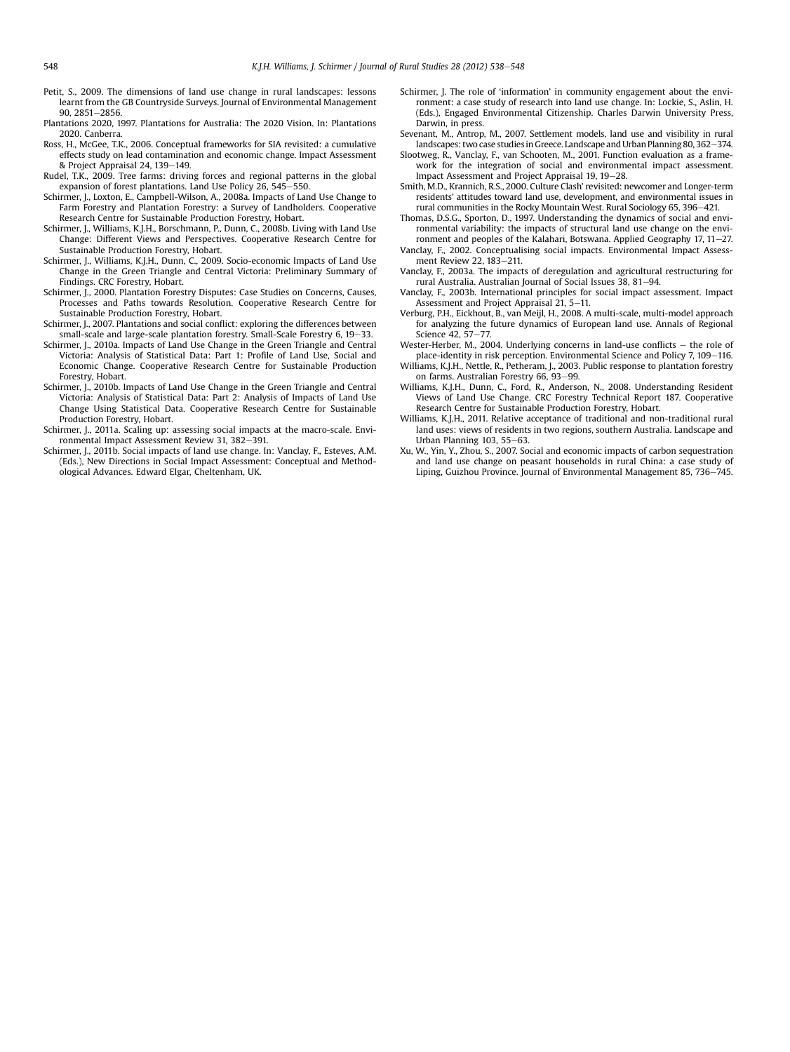Petit, S., 2009. The dimensions of land use change in rural landscapes: lessons learnt from the GB Countryside Surveys. Journal of Environmental Management 90, 2851–2856.

Plantations 2020, 1997. Plantations for Australia: The 2020 Vision. In: Plantations 2020. Canberra.

Ross, H., McGee, T.K., 2006. Conceptual frameworks for SIA revisited: a cumulative effects study on lead contamination and economic change. Impact Assessment & Project Appraisal 24, 139–149.

Rudel, T.K., 2009. Tree farms: driving forces and regional patterns in the global expansion of forest plantations. Land Use Policy 26, 545–550.

Schirmer, J., Loxton, E., Campbell-Wilson, A., 2008a. Impacts of Land Use Change to Farm Forestry and Plantation Forestry: a Survey of Landholders. Cooperative Research Centre for Sustainable Production Forestry, Hobart.

Schirmer, J., Williams, K.J.H., Borschmann, P., Dunn, C., 2008b. Living with Land Use Change: Different Views and Perspectives. Cooperative Research Centre for Sustainable Production Forestry, Hobart.

Schirmer, J., Williams, K.J.H., Dunn, C., 2009. Socio-economic Impacts of Land Use Change in the Green Triangle and Central Victoria: Preliminary Summary of Findings. CRC Forestry, Hobart.

Schirmer, J., 2000. Plantation Forestry Disputes: Case Studies on Concerns, Causes, Processes and Paths towards Resolution. Cooperative Research Centre for Sustainable Production Forestry, Hobart.

Schirmer, J., 2007. Plantations and social conflict: exploring the differences between small-scale and large-scale plantation forestry. Small-Scale Forestry 6, 19–33.

Schirmer, J., 2010a. Impacts of Land Use Change in the Green Triangle and Central Victoria: Analysis of Statistical Data: Part 1: Profile of Land Use, Social and Economic Change. Cooperative Research Centre for Sustainable Production Forestry, Hobart.

Schirmer, J., 2010b. Impacts of Land Use Change in the Green Triangle and Central Victoria: Analysis of Statistical Data: Part 2: Analysis of Impacts of Land Use Change Using Statistical Data. Cooperative Research Centre for Sustainable Production Forestry, Hobart.

Schirmer, J., 2011a. Scaling up: assessing social impacts at the macro-scale. Environmental Impact Assessment Review 31, 382–391.

Schirmer, J., 2011b. Social impacts of land use change. In: Vanclay, F., Esteves, A.M. (Eds.), New Directions in Social Impact Assessment: Conceptual and Methodological Advances. Edward Elgar, Cheltenham, UK.

Schirmer, J. The role of 'information' in community engagement about the environment: a case study of research into land use change. In: Lockie, S., Aslin, H. (Eds.), Engaged Environmental Citizenship. Charles Darwin University Press, Darwin, in press.

Sevenant, M., Antrop, M., 2007. Settlement models, land use and visibility in rural landscapes: two case studies in Greece. Landscape and Urban Planning 80, 362–374.

Slootweg, R., Vanclay, F., van Schooten, M., 2001. Function evaluation as a framework for the integration of social and environmental impact assessment. Impact Assessment and Project Appraisal 19, 19–28.

Smith, M.D., Krannich, R.S., 2000. Culture Clash' revisited: newcomer and Longer-term residents' attitudes toward land use, development, and environmental issues in rural communities in the Rocky Mountain West. Rural Sociology 65, 396–421.

Thomas, D.S.G., Sporton, D., 1997. Understanding the dynamics of social and environmental variability: the impacts of structural land use change on the environment and peoples of the Kalahari, Botswana. Applied Geography 17, 11–27.

Vanclay, F., 2002. Conceptualising social impacts. Environmental Impact Assessment Review 22, 183–211.

Vanclay, F., 2003a. The impacts of deregulation and agricultural restructuring for rural Australia. Australian Journal of Social Issues 38, 81–94.

Vanclay, F., 2003b. International principles for social impact assessment. Impact Assessment and Project Appraisal 21, 5–11.

Verburg, P.H., Eickhout, B., van Meijl, H., 2008. A multi-scale, multi-model approach for analyzing the future dynamics of European land use. Annals of Regional Science 42, 57–77.

Wester-Herber, M., 2004. Underlying concerns in land-use conflicts – the role of place-identity in risk perception. Environmental Science and Policy 7, 109–116.

Williams, K.J.H., Nettle, R., Petheram, J., 2003. Public response to plantation forestry on farms. Australian Forestry 66, 93–99.

Williams, K.J.H., Dunn, C., Ford, R., Anderson, N., 2008. Understanding Resident Views of Land Use Change. CRC Forestry Technical Report 187. Cooperative Research Centre for Sustainable Production Forestry, Hobart.

Williams, K.J.H., 2011. Relative acceptance of traditional and non-traditional rural land uses: views of residents in two regions, southern Australia. Landscape and Urban Planning 103, 55–63.

Xu, W., Yin, Y., Zhou, S., 2007. Social and economic impacts of carbon sequestration and land use change on peasant households in rural China: a case study of Liping, Guizhou Province. Journal of Environmental Management 85, 736–745.